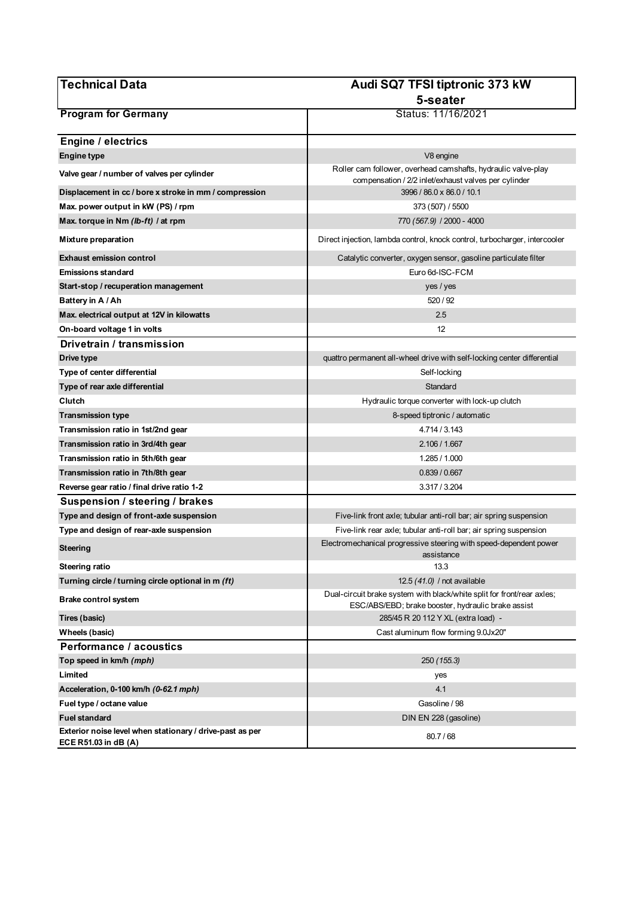| Technical Data | Audi SQ7 TFSI tiptronic 373 kW 5-seater |
| --- | --- |
| **Program for Germany** | Status: 11/16/2021 |
| **Engine / electrics** | |
| **Engine type** | V8 engine |
| **Valve gear / number of valves per cylinder** | Roller cam follower, overhead camshafts, hydraulic valve-play compensation / 2/2 inlet/exhaust valves per cylinder |
| **Displacement in cc / bore x stroke in mm / compression** | 3996 / 86.0 x 86.0 / 10.1 |
| **Max. power output in kW (PS) / rpm** | 373 (507) / 5500 |
| **Max. torque in Nm *(lb-ft)* / at rpm** | 770 *(567.9)* / 2000 - 4000 |
| **Mixture preparation** | Direct injection, lambda control, knock control, turbocharger, intercooler |
| **Exhaust emission control** | Catalytic converter, oxygen sensor, gasoline particulate filter |
| **Emissions standard** | Euro 6d-ISC-FCM |
| **Start-stop / recuperation management** | yes / yes |
| **Battery in A / Ah** | 520 / 92 |
| **Max. electrical output at 12V in kilowatts** | 2.5 |
| **On-board voltage 1 in volts** | 12 |
| **Drivetrain / transmission** | |
| **Drive type** | quattro permanent all-wheel drive with self-locking center differential |
| **Type of center differential** | Self-locking |
| **Type of rear axle differential** | Standard |
| **Clutch** | Hydraulic torque converter with lock-up clutch |
| **Transmission type** | 8-speed tiptronic / automatic |
| **Transmission ratio in 1st/2nd gear** | 4.714 / 3.143 |
| **Transmission ratio in 3rd/4th gear** | 2.106 / 1.667 |
| **Transmission ratio in 5th/6th gear** | 1.285 / 1.000 |
| **Transmission ratio in 7th/8th gear** | 0.839 / 0.667 |
| **Reverse gear ratio / final drive ratio 1-2** | 3.317 / 3.204 |
| **Suspension / steering / brakes** | |
| **Type and design of front-axle suspension** | Five-link front axle; tubular anti-roll bar; air spring suspension |
| **Type and design of rear-axle suspension** | Five-link rear axle; tubular anti-roll bar; air spring suspension |
| **Steering** | Electromechanical progressive steering with speed-dependent power assistance |
| **Steering ratio** | 13.3 |
| **Turning circle / turning circle optional in m *(ft)*** | 12.5 *(41.0)* / not available |
| **Brake control system** | Dual-circuit brake system with black/white split for front/rear axles; ESC/ABS/EBD; brake booster, hydraulic brake assist |
| **Tires (basic)** | 285/45 R 20 112 Y XL (extra load) - |
| **Wheels (basic)** | Cast aluminum flow forming 9.0Jx20" |
| **Performance / acoustics** | |
| **Top speed in km/h *(mph)*** | 250 *(155.3)* |
| **Limited** | yes |
| **Acceleration, 0-100 km/h *(0-62.1 mph)*** | 4.1 |
| **Fuel type / octane value** | Gasoline / 98 |
| **Fuel standard** | DIN EN 228 (gasoline) |
| **Exterior noise level when stationary / drive-past as per ECE R51.03 in dB (A)** | 80.7 / 68 |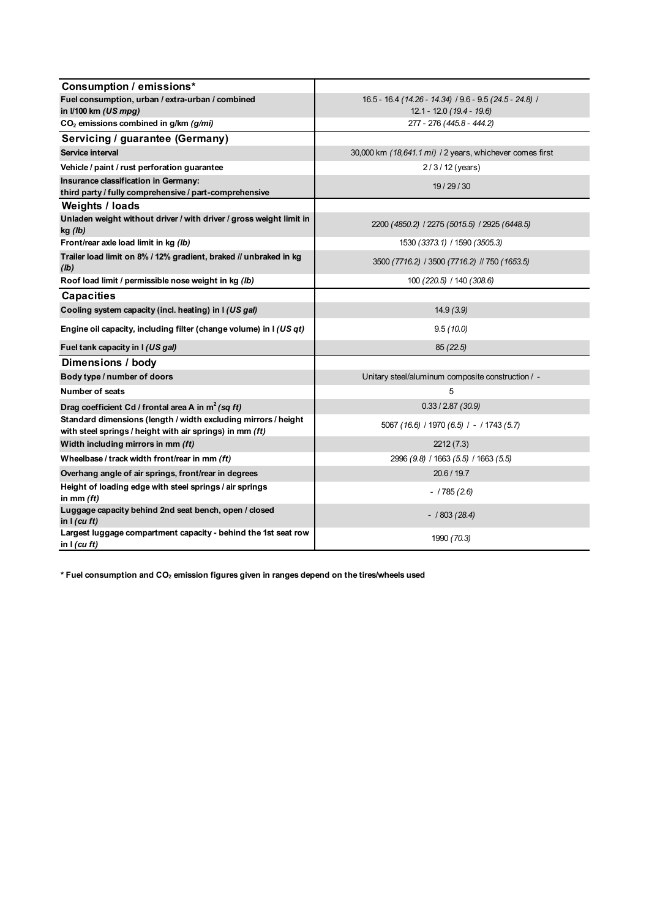| | |
|---|---|
| **Consumption / emissions*** | |
| **Fuel consumption, urban / extra-urban / combined in l/100 km *(US mpg)*** | 16.5 - 16.4 *(14.26 - 14.34)* / 9.6 - 9.5 *(24.5 - 24.8)* / 12.1 - 12.0 *(19.4 - 19.6)* |
| **$CO_2$ emissions combined in g/km *(g/mi)*** | 277 - 276 *(445.8 - 444.2)* |
| **Servicing / guarantee (Germany)** | |
| **Service interval** | 30,000 km *(18,641.1 mi)* / 2 years, whichever comes first |
| **Vehicle / paint / rust perforation guarantee** | 2 / 3 / 12 (years) |
| **Insurance classification in Germany: third party / fully comprehensive / part-comprehensive** | 19 / 29 / 30 |
| **Weights / loads** | |
| **Unladen weight without driver / with driver / gross weight limit in kg *(lb)*** | 2200 *(4850.2)* / 2275 *(5015.5)* / 2925 *(6448.5)* |
| **Front/rear axle load limit in kg *(lb)*** | 1530 *(3373.1)* / 1590 *(3505.3)* |
| **Trailer load limit on 8% / 12% gradient, braked // unbraked in kg *(lb)*** | 3500 *(7716.2)* / 3500 *(7716.2)* // 750 *(1653.5)* |
| **Roof load limit / permissible nose weight in kg *(lb)*** | 100 *(220.5)* / 140 *(308.6)* |
| **Capacities** | |
| **Cooling system capacity (incl. heating) in l *(US gal)*** | 14.9 *(3.9)* |
| **Engine oil capacity, including filter (change volume) in l *(US qt)*** | 9.5 *(10.0)* |
| **Fuel tank capacity in l *(US gal)*** | 85 *(22.5)* |
| **Dimensions / body** | |
| **Body type / number of doors** | Unitary steel/aluminum composite construction / - |
| **Number of seats** | 5 |
| **Drag coefficient Cd / frontal area A in $m^2$ *(sq ft)*** | 0.33 / 2.87 *(30.9)* |
| **Standard dimensions (length / width excluding mirrors / height with steel springs / height with air springs) in mm *(ft)*** | 5067 *(16.6)* / 1970 *(6.5)* / - / 1743 *(5.7)* |
| **Width including mirrors in mm *(ft)*** | 2212 (7.3) |
| **Wheelbase / track width front/rear in mm *(ft)*** | 2996 *(9.8)* / 1663 *(5.5)* / 1663 *(5.5)* |
| **Overhang angle of air springs, front/rear in degrees** | 20.6 / 19.7 |
| **Height of loading edge with steel springs / air springs in mm *(ft)*** | - / 785 *(2.6)* |
| **Luggage capacity behind 2nd seat bench, open / closed in l *(cu ft)*** | - / 803 *(28.4)* |
| **Largest luggage compartment capacity - behind the 1st seat row in l *(cu ft)*** | 1990 *(70.3)* |

**\* Fuel consumption and $CO_2$ emission figures given in ranges depend on the tires/wheels used**